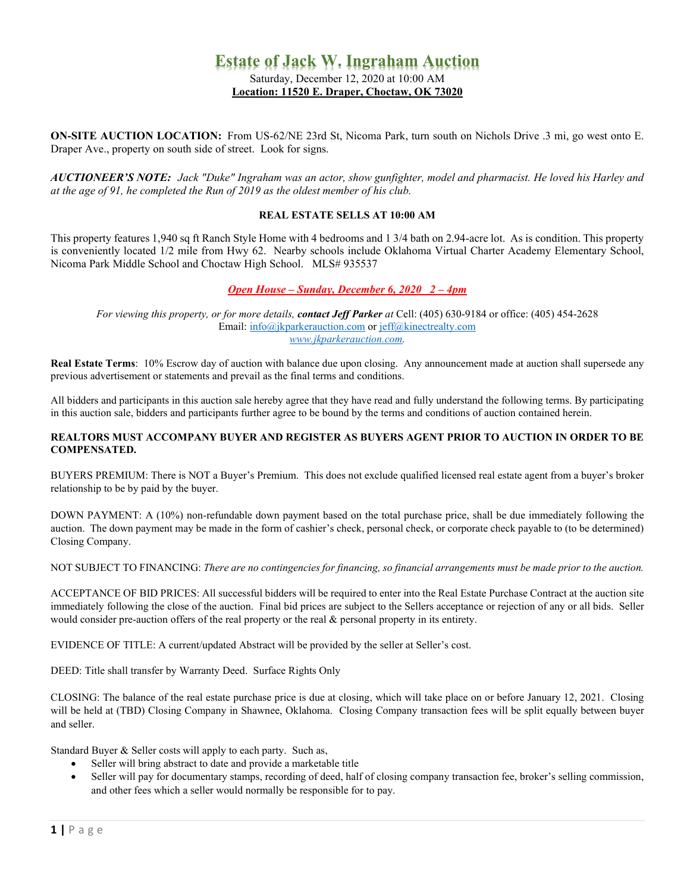# Estate of Jack W. Ingraham Auction

Saturday, December 12, 2020 at 10:00 AM

**Location: 11520 E. Draper, Choctaw, OK 73020**

**ON-SITE AUCTION LOCATION:** From US-62/NE 23rd St, Nicoma Park, turn south on Nichols Drive .3 mi, go west onto E. Draper Ave., property on south side of street. Look for signs.

***AUCTIONEER'S NOTE:*** *Jack "Duke" Ingraham was an actor, show gunfighter, model and pharmacist. He loved his Harley and at the age of 91, he completed the Run of 2019 as the oldest member of his club.*

**REAL ESTATE SELLS AT 10:00 AM**

This property features 1,940 sq ft Ranch Style Home with 4 bedrooms and 1 3/4 bath on 2.94-acre lot. As is condition. This property is conveniently located 1/2 mile from Hwy 62. Nearby schools include Oklahoma Virtual Charter Academy Elementary School, Nicoma Park Middle School and Choctaw High School. MLS# 935537

***Open House – Sunday, December 6, 2020 2 – 4pm***

*For viewing this property, or for more details,* ***contact Jeff Parker*** *at* Cell: (405) 630-9184 or office: (405) 454-2628
Email: info@jkparkerauction.com or jeff@kinectrealty.com
*www.jkparkerauction.com.*

**Real Estate Terms**: 10% Escrow day of auction with balance due upon closing. Any announcement made at auction shall supersede any previous advertisement or statements and prevail as the final terms and conditions.

All bidders and participants in this auction sale hereby agree that they have read and fully understand the following terms. By participating in this auction sale, bidders and participants further agree to be bound by the terms and conditions of auction contained herein.

**REALTORS MUST ACCOMPANY BUYER AND REGISTER AS BUYERS AGENT PRIOR TO AUCTION IN ORDER TO BE COMPENSATED.**

BUYERS PREMIUM: There is NOT a Buyer's Premium. This does not exclude qualified licensed real estate agent from a buyer's broker relationship to be by paid by the buyer.

DOWN PAYMENT: A (10%) non-refundable down payment based on the total purchase price, shall be due immediately following the auction. The down payment may be made in the form of cashier's check, personal check, or corporate check payable to (to be determined) Closing Company.

NOT SUBJECT TO FINANCING: *There are no contingencies for financing, so financial arrangements must be made prior to the auction.*

ACCEPTANCE OF BID PRICES: All successful bidders will be required to enter into the Real Estate Purchase Contract at the auction site immediately following the close of the auction. Final bid prices are subject to the Sellers acceptance or rejection of any or all bids. Seller would consider pre-auction offers of the real property or the real & personal property in its entirety.

EVIDENCE OF TITLE: A current/updated Abstract will be provided by the seller at Seller's cost.

DEED: Title shall transfer by Warranty Deed. Surface Rights Only

CLOSING: The balance of the real estate purchase price is due at closing, which will take place on or before January 12, 2021. Closing will be held at (TBD) Closing Company in Shawnee, Oklahoma. Closing Company transaction fees will be split equally between buyer and seller.

Standard Buyer & Seller costs will apply to each party. Such as,

- Seller will bring abstract to date and provide a marketable title
- Seller will pay for documentary stamps, recording of deed, half of closing company transaction fee, broker's selling commission, and other fees which a seller would normally be responsible for to pay.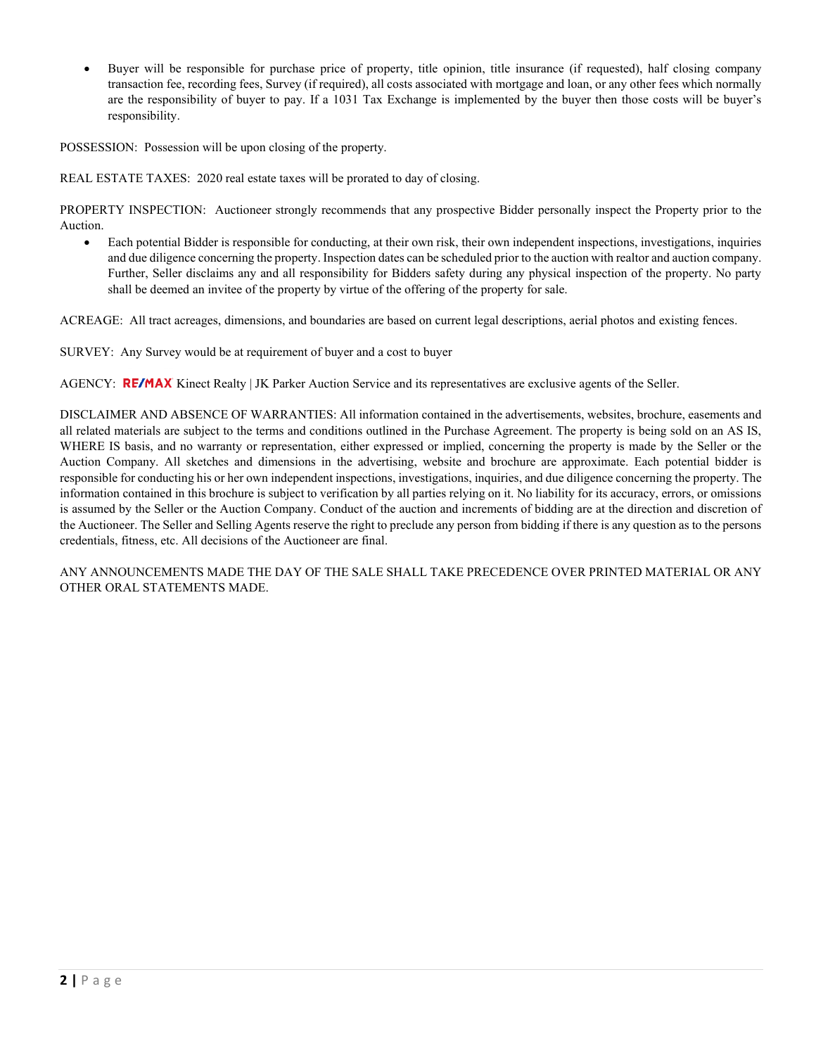- Buyer will be responsible for purchase price of property, title opinion, title insurance (if requested), half closing company transaction fee, recording fees, Survey (if required), all costs associated with mortgage and loan, or any other fees which normally are the responsibility of buyer to pay. If a 1031 Tax Exchange is implemented by the buyer then those costs will be buyer's responsibility.

POSSESSION: Possession will be upon closing of the property.

REAL ESTATE TAXES: 2020 real estate taxes will be prorated to day of closing.

PROPERTY INSPECTION: Auctioneer strongly recommends that any prospective Bidder personally inspect the Property prior to the Auction.

- Each potential Bidder is responsible for conducting, at their own risk, their own independent inspections, investigations, inquiries and due diligence concerning the property. Inspection dates can be scheduled prior to the auction with realtor and auction company. Further, Seller disclaims any and all responsibility for Bidders safety during any physical inspection of the property. No party shall be deemed an invitee of the property by virtue of the offering of the property for sale.

ACREAGE: All tract acreages, dimensions, and boundaries are based on current legal descriptions, aerial photos and existing fences.

SURVEY: Any Survey would be at requirement of buyer and a cost to buyer

AGENCY: RE/MAX Kinect Realty | JK Parker Auction Service and its representatives are exclusive agents of the Seller.

DISCLAIMER AND ABSENCE OF WARRANTIES: All information contained in the advertisements, websites, brochure, easements and all related materials are subject to the terms and conditions outlined in the Purchase Agreement. The property is being sold on an AS IS, WHERE IS basis, and no warranty or representation, either expressed or implied, concerning the property is made by the Seller or the Auction Company. All sketches and dimensions in the advertising, website and brochure are approximate. Each potential bidder is responsible for conducting his or her own independent inspections, investigations, inquiries, and due diligence concerning the property. The information contained in this brochure is subject to verification by all parties relying on it. No liability for its accuracy, errors, or omissions is assumed by the Seller or the Auction Company. Conduct of the auction and increments of bidding are at the direction and discretion of the Auctioneer. The Seller and Selling Agents reserve the right to preclude any person from bidding if there is any question as to the persons credentials, fitness, etc. All decisions of the Auctioneer are final.

ANY ANNOUNCEMENTS MADE THE DAY OF THE SALE SHALL TAKE PRECEDENCE OVER PRINTED MATERIAL OR ANY OTHER ORAL STATEMENTS MADE.